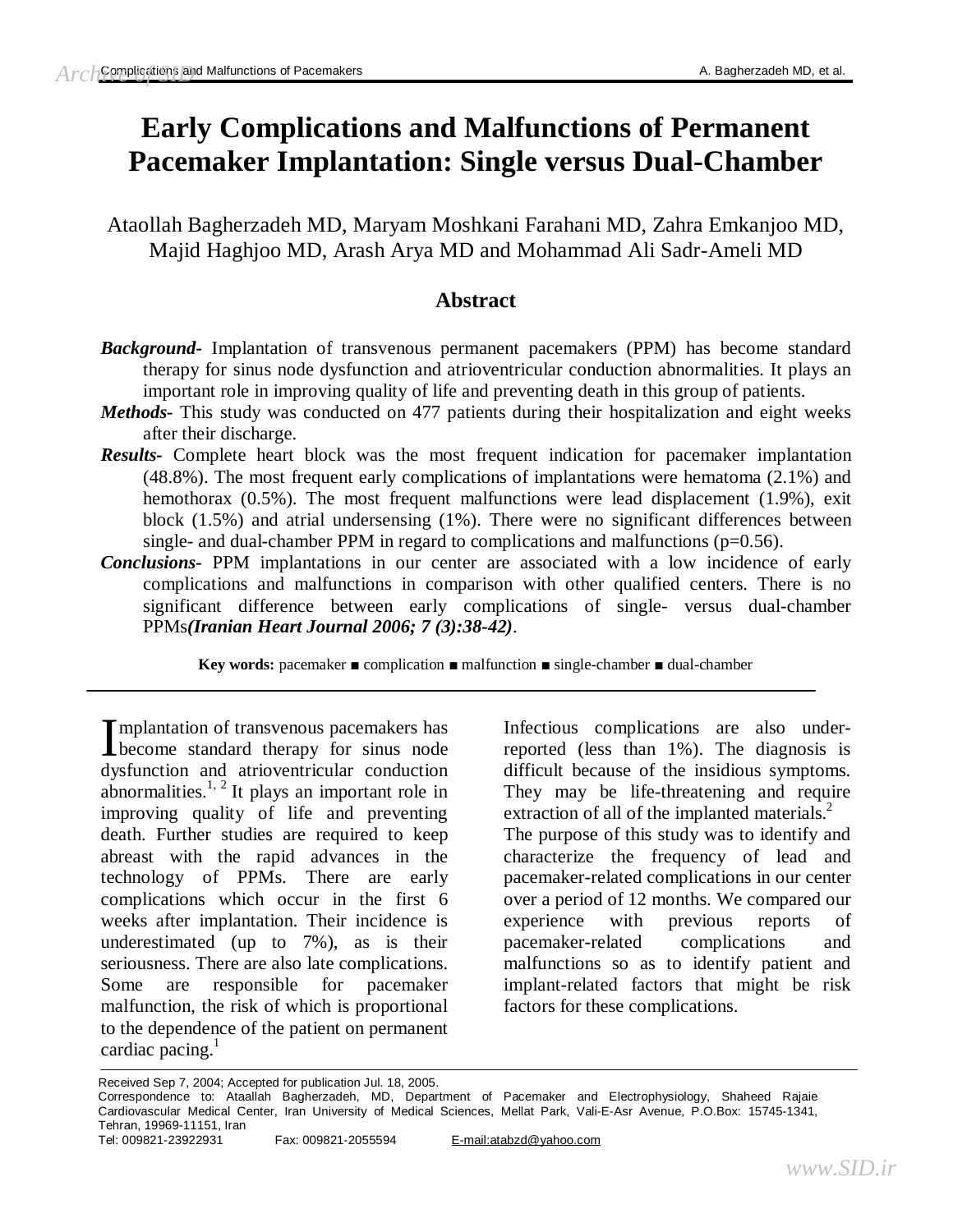# Early Complications and Malfunctions of Permanent Pacemaker Implantation: Single versus Dual-Chamber

Ataollah Bagherzadeh MD, Maryam Moshkani Farahani MD, Zahra Emkanjoo MD, Majid Haghjoo MD, Arash Arya MD and Mohammad Ali Sadr-Ameli MD

## Abstract

***Background-*** Implantation of transvenous permanent pacemakers (PPM) has become standard therapy for sinus node dysfunction and atrioventricular conduction abnormalities. It plays an important role in improving quality of life and preventing death in this group of patients.

***Methods-*** This study was conducted on 477 patients during their hospitalization and eight weeks after their discharge.

***Results-*** Complete heart block was the most frequent indication for pacemaker implantation (48.8%). The most frequent early complications of implantations were hematoma (2.1%) and hemothorax (0.5%). The most frequent malfunctions were lead displacement (1.9%), exit block (1.5%) and atrial undersensing (1%). There were no significant differences between single- and dual-chamber PPM in regard to complications and malfunctions (p=0.56).

***Conclusions-*** PPM implantations in our center are associated with a low incidence of early complications and malfunctions in comparison with other qualified centers. There is no significant difference between early complications of single- versus dual-chamber PPMs ***(Iranian Heart Journal 2006; 7 (3):38-42)***.

**Key words:** pacemaker ■ complication ■ malfunction ■ single-chamber ■ dual-chamber

---

Implantation of transvenous pacemakers has become standard therapy for sinus node dysfunction and atrioventricular conduction abnormalities.[1, 2] It plays an important role in improving quality of life and preventing death. Further studies are required to keep abreast with the rapid advances in the technology of PPMs. There are early complications which occur in the first 6 weeks after implantation. Their incidence is underestimated (up to 7%), as is their seriousness. There are also late complications. Some are responsible for pacemaker malfunction, the risk of which is proportional to the dependence of the patient on permanent cardiac pacing.[1]

Infectious complications are also under-reported (less than 1%). The diagnosis is difficult because of the insidious symptoms. They may be life-threatening and require extraction of all of the implanted materials.[2]

The purpose of this study was to identify and characterize the frequency of lead and pacemaker-related complications in our center over a period of 12 months. We compared our experience with previous reports of pacemaker-related complications and malfunctions so as to identify patient and implant-related factors that might be risk factors for these complications.

---

Received Sep 7, 2004; Accepted for publication Jul. 18, 2005.

Correspondence to: Ataallah Bagherzadeh, MD, Department of Pacemaker and Electrophysiology, Shaheed Rajaie Cardiovascular Medical Center, Iran University of Medical Sciences, Mellat Park, Vali-E-Asr Avenue, P.O.Box: 15745-1341, Tehran, 19969-11151, Iran

Tel: 009821-23922931 Fax: 009821-2055594 E-mail:atabzd@yahoo.com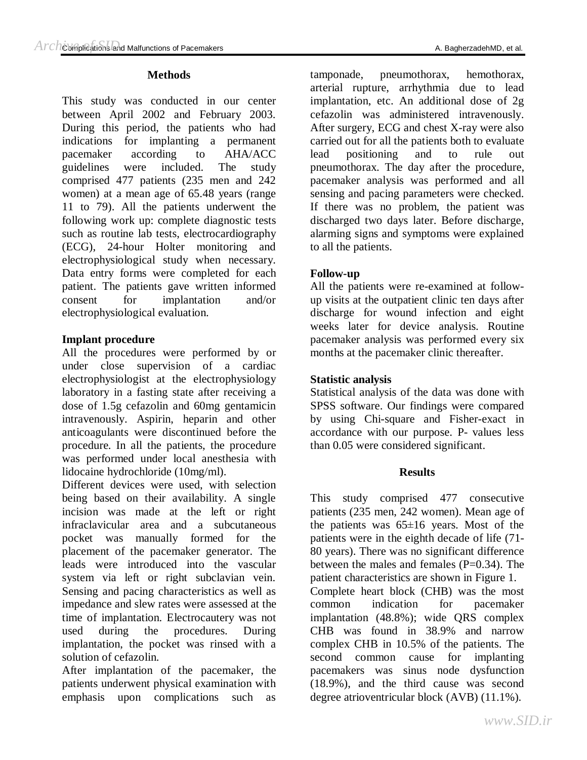## Methods

This study was conducted in our center between April 2002 and February 2003. During this period, the patients who had indications for implanting a permanent pacemaker according to AHA/ACC guidelines were included. The study comprised 477 patients (235 men and 242 women) at a mean age of 65.48 years (range 11 to 79). All the patients underwent the following work up: complete diagnostic tests such as routine lab tests, electrocardiography (ECG), 24-hour Holter monitoring and electrophysiological study when necessary. Data entry forms were completed for each patient. The patients gave written informed consent for implantation and/or electrophysiological evaluation.

### Implant procedure

All the procedures were performed by or under close supervision of a cardiac electrophysiologist at the electrophysiology laboratory in a fasting state after receiving a dose of 1.5g cefazolin and 60mg gentamicin intravenously. Aspirin, heparin and other anticoagulants were discontinued before the procedure. In all the patients, the procedure was performed under local anesthesia with lidocaine hydrochloride (10mg/ml).

Different devices were used, with selection being based on their availability. A single incision was made at the left or right infraclavicular area and a subcutaneous pocket was manually formed for the placement of the pacemaker generator. The leads were introduced into the vascular system via left or right subclavian vein. Sensing and pacing characteristics as well as impedance and slew rates were assessed at the time of implantation. Electrocautery was not used during the procedures. During implantation, the pocket was rinsed with a solution of cefazolin.

After implantation of the pacemaker, the patients underwent physical examination with emphasis upon complications such as tamponade, pneumothorax, hemothorax, arterial rupture, arrhythmia due to lead implantation, etc. An additional dose of 2g cefazolin was administered intravenously. After surgery, ECG and chest X-ray were also carried out for all the patients both to evaluate lead positioning and to rule out pneumothorax. The day after the procedure, pacemaker analysis was performed and all sensing and pacing parameters were checked. If there was no problem, the patient was discharged two days later. Before discharge, alarming signs and symptoms were explained to all the patients.

### Follow-up

All the patients were re-examined at follow-up visits at the outpatient clinic ten days after discharge for wound infection and eight weeks later for device analysis. Routine pacemaker analysis was performed every six months at the pacemaker clinic thereafter.

### Statistic analysis

Statistical analysis of the data was done with SPSS software. Our findings were compared by using Chi-square and Fisher-exact in accordance with our purpose. P- values less than 0.05 were considered significant.

## Results

This study comprised 477 consecutive patients (235 men, 242 women). Mean age of the patients was 65±16 years. Most of the patients were in the eighth decade of life (71-80 years). There was no significant difference between the males and females (P=0.34). The patient characteristics are shown in Figure 1.

Complete heart block (CHB) was the most common indication for pacemaker implantation (48.8%); wide QRS complex CHB was found in 38.9% and narrow complex CHB in 10.5% of the patients. The second common cause for implanting pacemakers was sinus node dysfunction (18.9%), and the third cause was second degree atrioventricular block (AVB) (11.1%).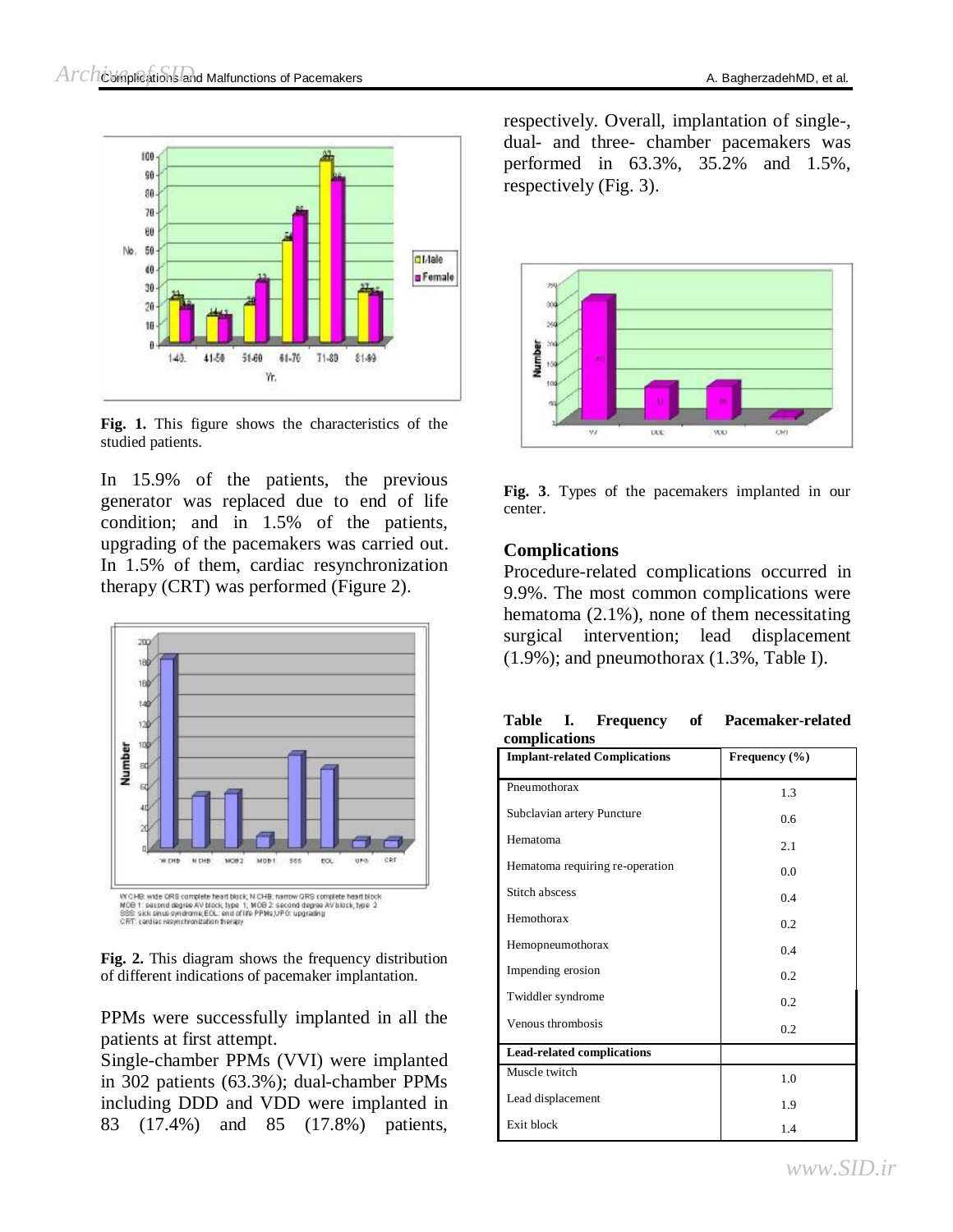**Fig. 1.** This figure shows the characteristics of the studied patients.

In 15.9% of the patients, the previous generator was replaced due to end of life condition; and in 1.5% of the patients, upgrading of the pacemakers was carried out. In 1.5% of them, cardiac resynchronization therapy (CRT) was performed (Figure 2).

WCHB: wide QRS complete heart block; N CHB: narrow QRS complete heart block
MOB 1: second degree AV block, type 1; MOB 2: second degree AV block, type 2
SSS: sick sinus syndrome; EOL: end of life PPMs; UPG: upgrading
CRT: cardiac resynchronization therapy

**Fig. 2.** This diagram shows the frequency distribution of different indications of pacemaker implantation.

PPMs were successfully implanted in all the patients at first attempt.

Single-chamber PPMs (VVI) were implanted in 302 patients (63.3%); dual-chamber PPMs including DDD and VDD were implanted in 83 (17.4%) and 85 (17.8%) patients, respectively. Overall, implantation of single-, dual- and three- chamber pacemakers was performed in 63.3%, 35.2% and 1.5%, respectively (Fig. 3).

**Fig. 3**. Types of the pacemakers implanted in our center.

## Complications

Procedure-related complications occurred in 9.9%. The most common complications were hematoma (2.1%), none of them necessitating surgical intervention; lead displacement (1.9%); and pneumothorax (1.3%, Table I).

**Table I. Frequency of Pacemaker-related complications**

| Implant-related Complications | Frequency (%) |
|---|---|
| Pneumothorax | 1.3 |
| Subclavian artery Puncture | 0.6 |
| Hematoma | 2.1 |
| Hematoma requiring re-operation | 0.0 |
| Stitch abscess | 0.4 |
| Hemothorax | 0.2 |
| Hemopneumothorax | 0.4 |
| Impending erosion | 0.2 |
| Twiddler syndrome | 0.2 |
| Venous thrombosis | 0.2 |
| **Lead-related complications** | |
| Muscle twitch | 1.0 |
| Lead displacement | 1.9 |
| Exit block | 1.4 |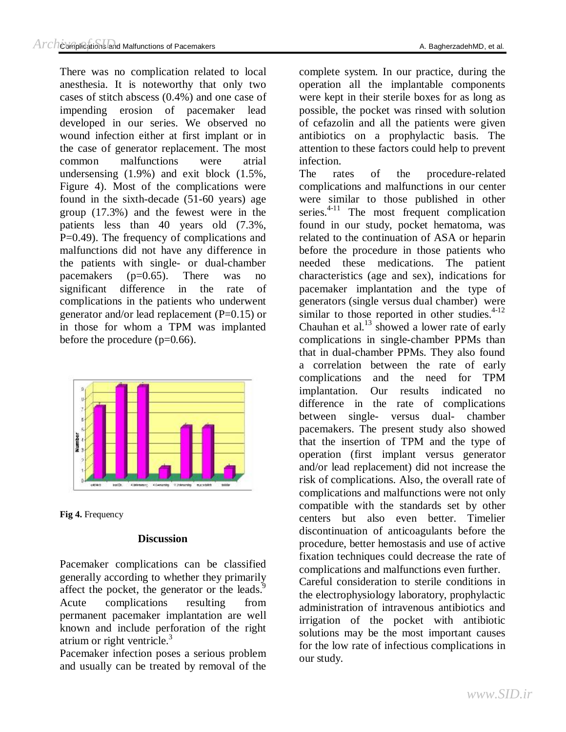There was no complication related to local anesthesia. It is noteworthy that only two cases of stitch abscess (0.4%) and one case of impending erosion of pacemaker lead developed in our series. We observed no wound infection either at first implant or in the case of generator replacement. The most common malfunctions were atrial undersensing (1.9%) and exit block (1.5%, Figure 4). Most of the complications were found in the sixth-decade (51-60 years) age group (17.3%) and the fewest were in the patients less than 40 years old (7.3%, P=0.49). The frequency of complications and malfunctions did not have any difference in the patients with single- or dual-chamber pacemakers (p=0.65). There was no significant difference in the rate of complications in the patients who underwent generator and/or lead replacement (P=0.15) or in those for whom a TPM was implanted before the procedure (p=0.66).

**Fig 4.** Frequency

## Discussion

Pacemaker complications can be classified generally according to whether they primarily affect the pocket, the generator or the leads.[9] Acute complications resulting from permanent pacemaker implantation are well known and include perforation of the right atrium or right ventricle.[3]

Pacemaker infection poses a serious problem and usually can be treated by removal of the complete system. In our practice, during the operation all the implantable components were kept in their sterile boxes for as long as possible, the pocket was rinsed with solution of cefazolin and all the patients were given antibiotics on a prophylactic basis. The attention to these factors could help to prevent infection.

The rates of the procedure-related complications and malfunctions in our center were similar to those published in other series.[4-11] The most frequent complication found in our study, pocket hematoma, was related to the continuation of ASA or heparin before the procedure in those patients who needed these medications. The patient characteristics (age and sex), indications for pacemaker implantation and the type of generators (single versus dual chamber) were similar to those reported in other studies.[4-12] Chauhan et al.[13] showed a lower rate of early complications in single-chamber PPMs than that in dual-chamber PPMs. They also found a correlation between the rate of early complications and the need for TPM implantation. Our results indicated no difference in the rate of complications between single- versus dual- chamber pacemakers. The present study also showed that the insertion of TPM and the type of operation (first implant versus generator and/or lead replacement) did not increase the risk of complications. Also, the overall rate of complications and malfunctions were not only compatible with the standards set by other centers but also even better. Timelier discontinuation of anticoagulants before the procedure, better hemostasis and use of active fixation techniques could decrease the rate of complications and malfunctions even further.

Careful consideration to sterile conditions in the electrophysiology laboratory, prophylactic administration of intravenous antibiotics and irrigation of the pocket with antibiotic solutions may be the most important causes for the low rate of infectious complications in our study.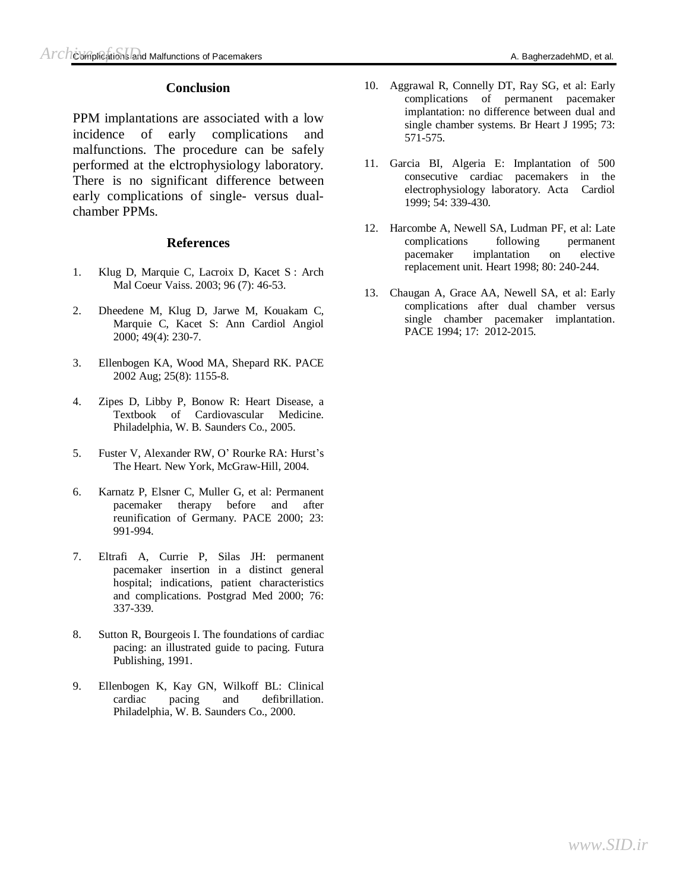## Conclusion

PPM implantations are associated with a low incidence of early complications and malfunctions. The procedure can be safely performed at the elctrophysiology laboratory. There is no significant difference between early complications of single- versus dual-chamber PPMs.

## References

1. Klug D, Marquie C, Lacroix D, Kacet S : Arch Mal Coeur Vaiss. 2003; 96 (7): 46-53.

2. Dheedene M, Klug D, Jarwe M, Kouakam C, Marquie C, Kacet S: Ann Cardiol Angiol 2000; 49(4): 230-7.

3. Ellenbogen KA, Wood MA, Shepard RK. PACE 2002 Aug; 25(8): 1155-8.

4. Zipes D, Libby P, Bonow R: Heart Disease, a Textbook of Cardiovascular Medicine. Philadelphia, W. B. Saunders Co., 2005.

5. Fuster V, Alexander RW, O' Rourke RA: Hurst's The Heart. New York, McGraw-Hill, 2004.

6. Karnatz P, Elsner C, Muller G, et al: Permanent pacemaker therapy before and after reunification of Germany. PACE 2000; 23: 991-994.

7. Eltrafi A, Currie P, Silas JH: permanent pacemaker insertion in a distinct general hospital; indications, patient characteristics and complications. Postgrad Med 2000; 76: 337-339.

8. Sutton R, Bourgeois I. The foundations of cardiac pacing: an illustrated guide to pacing. Futura Publishing, 1991.

9. Ellenbogen K, Kay GN, Wilkoff BL: Clinical cardiac pacing and defibrillation. Philadelphia, W. B. Saunders Co., 2000.

10. Aggrawal R, Connelly DT, Ray SG, et al: Early complications of permanent pacemaker implantation: no difference between dual and single chamber systems. Br Heart J 1995; 73: 571-575.

11. Garcia BI, Algeria E: Implantation of 500 consecutive cardiac pacemakers in the electrophysiology laboratory. Acta Cardiol 1999; 54: 339-430.

12. Harcombe A, Newell SA, Ludman PF, et al: Late complications following permanent pacemaker implantation on elective replacement unit. Heart 1998; 80: 240-244.

13. Chaugan A, Grace AA, Newell SA, et al: Early complications after dual chamber versus single chamber pacemaker implantation. PACE 1994; 17: 2012-2015.